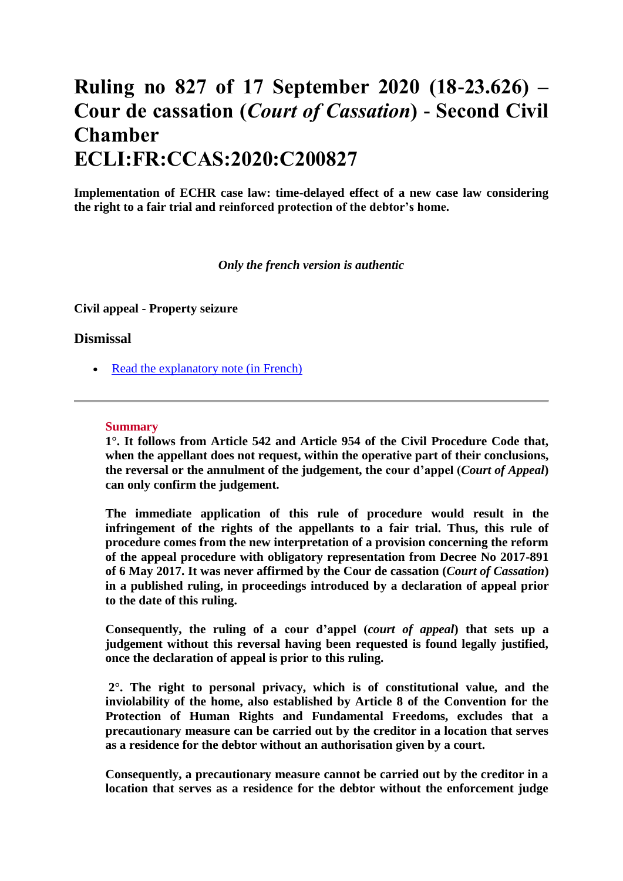# Ruling no 827 of 17 September 2020 (18-23.626) – Cour de cassation (*Court of Cassation*) - Second Civil Chamber ECLI:FR:CCAS:2020:C200827

**Implementation of ECHR case law: time-delayed effect of a new case law considering the right to a fair trial and reinforced protection of the debtor's home.**

*Only the french version is authentic*

**Civil appeal - Property seizure**

## Dismissal

- Read the explanatory note (in French)

---

**Summary**

**1°. It follows from Article 542 and Article 954 of the Civil Procedure Code that, when the appellant does not request, within the operative part of their conclusions, the reversal or the annulment of the judgement, the cour d'appel (*Court of Appeal*) can only confirm the judgement.**

**The immediate application of this rule of procedure would result in the infringement of the rights of the appellants to a fair trial. Thus, this rule of procedure comes from the new interpretation of a provision concerning the reform of the appeal procedure with obligatory representation from Decree No 2017-891 of 6 May 2017. It was never affirmed by the Cour de cassation (*Court of Cassation*) in a published ruling, in proceedings introduced by a declaration of appeal prior to the date of this ruling.**

**Consequently, the ruling of a cour d'appel (*court of appeal*) that sets up a judgement without this reversal having been requested is found legally justified, once the declaration of appeal is prior to this ruling.**

**2°. The right to personal privacy, which is of constitutional value, and the inviolability of the home, also established by Article 8 of the Convention for the Protection of Human Rights and Fundamental Freedoms, excludes that a precautionary measure can be carried out by the creditor in a location that serves as a residence for the debtor without an authorisation given by a court.**

**Consequently, a precautionary measure cannot be carried out by the creditor in a location that serves as a residence for the debtor without the enforcement judge**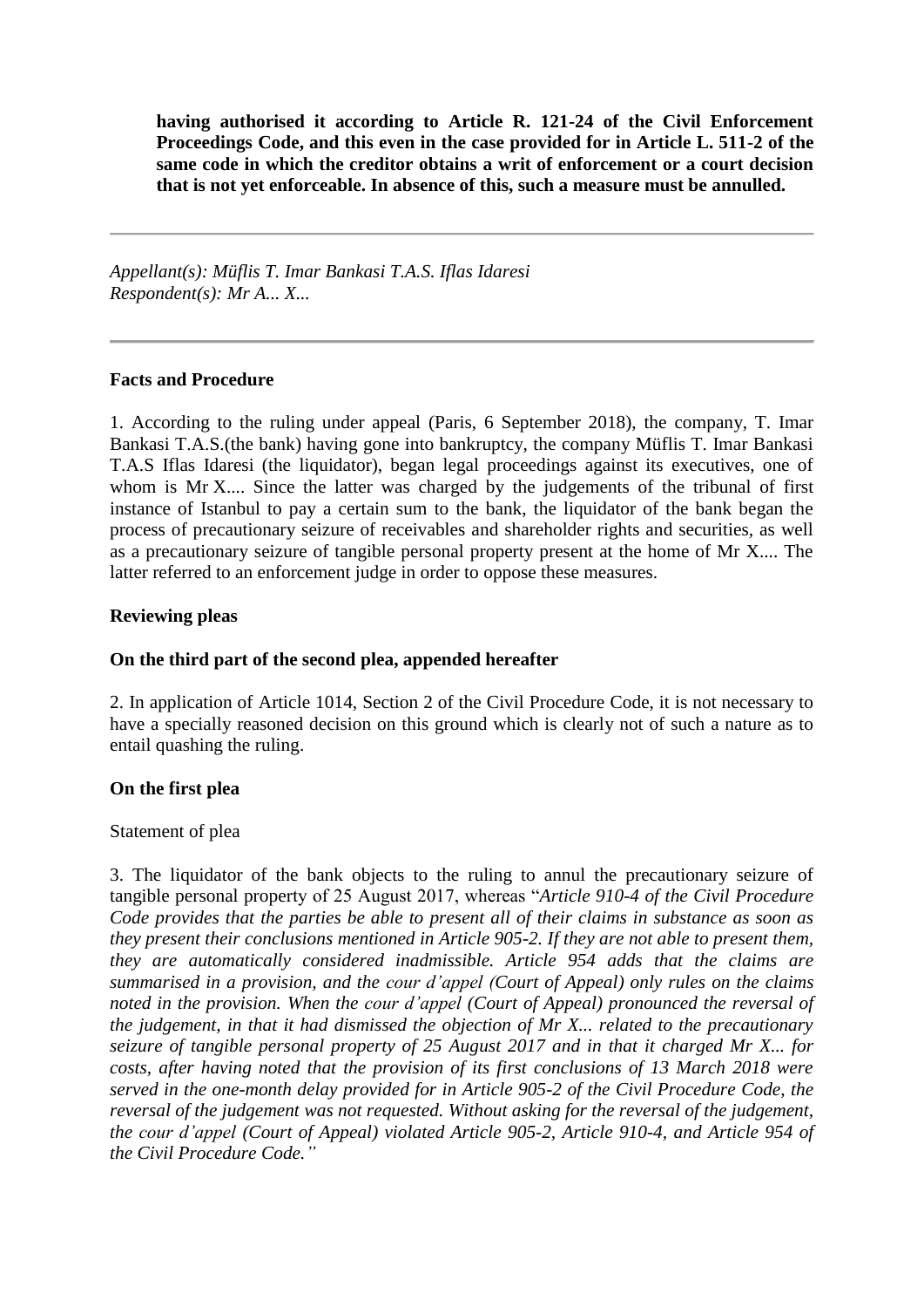**having authorised it according to Article R. 121-24 of the Civil Enforcement Proceedings Code, and this even in the case provided for in Article L. 511-2 of the same code in which the creditor obtains a writ of enforcement or a court decision that is not yet enforceable. In absence of this, such a measure must be annulled.**

---

*Appellant(s): Müflis T. Imar Bankasi T.A.S. Iflas Idaresi*
*Respondent(s): Mr A... X...*

---

**Facts and Procedure**

1. According to the ruling under appeal (Paris, 6 September 2018), the company, T. Imar Bankasi T.A.S.(the bank) having gone into bankruptcy, the company Müflis T. Imar Bankasi T.A.S Iflas Idaresi (the liquidator), began legal proceedings against its executives, one of whom is Mr X.... Since the latter was charged by the judgements of the tribunal of first instance of Istanbul to pay a certain sum to the bank, the liquidator of the bank began the process of precautionary seizure of receivables and shareholder rights and securities, as well as a precautionary seizure of tangible personal property present at the home of Mr X.... The latter referred to an enforcement judge in order to oppose these measures.

**Reviewing pleas**

**On the third part of the second plea, appended hereafter**

2. In application of Article 1014, Section 2 of the Civil Procedure Code, it is not necessary to have a specially reasoned decision on this ground which is clearly not of such a nature as to entail quashing the ruling.

**On the first plea**

Statement of plea

3. The liquidator of the bank objects to the ruling to annul the precautionary seizure of tangible personal property of 25 August 2017, whereas "*Article 910-4 of the Civil Procedure Code provides that the parties be able to present all of their claims in substance as soon as they present their conclusions mentioned in Article 905-2. If they are not able to present them, they are automatically considered inadmissible. Article 954 adds that the claims are summarised in a provision, and the cour d'appel (Court of Appeal) only rules on the claims noted in the provision. When the cour d'appel (Court of Appeal) pronounced the reversal of the judgement, in that it had dismissed the objection of Mr X... related to the precautionary seizure of tangible personal property of 25 August 2017 and in that it charged Mr X... for costs, after having noted that the provision of its first conclusions of 13 March 2018 were served in the one-month delay provided for in Article 905-2 of the Civil Procedure Code, the reversal of the judgement was not requested. Without asking for the reversal of the judgement, the cour d'appel (Court of Appeal) violated Article 905-2, Article 910-4, and Article 954 of the Civil Procedure Code.*"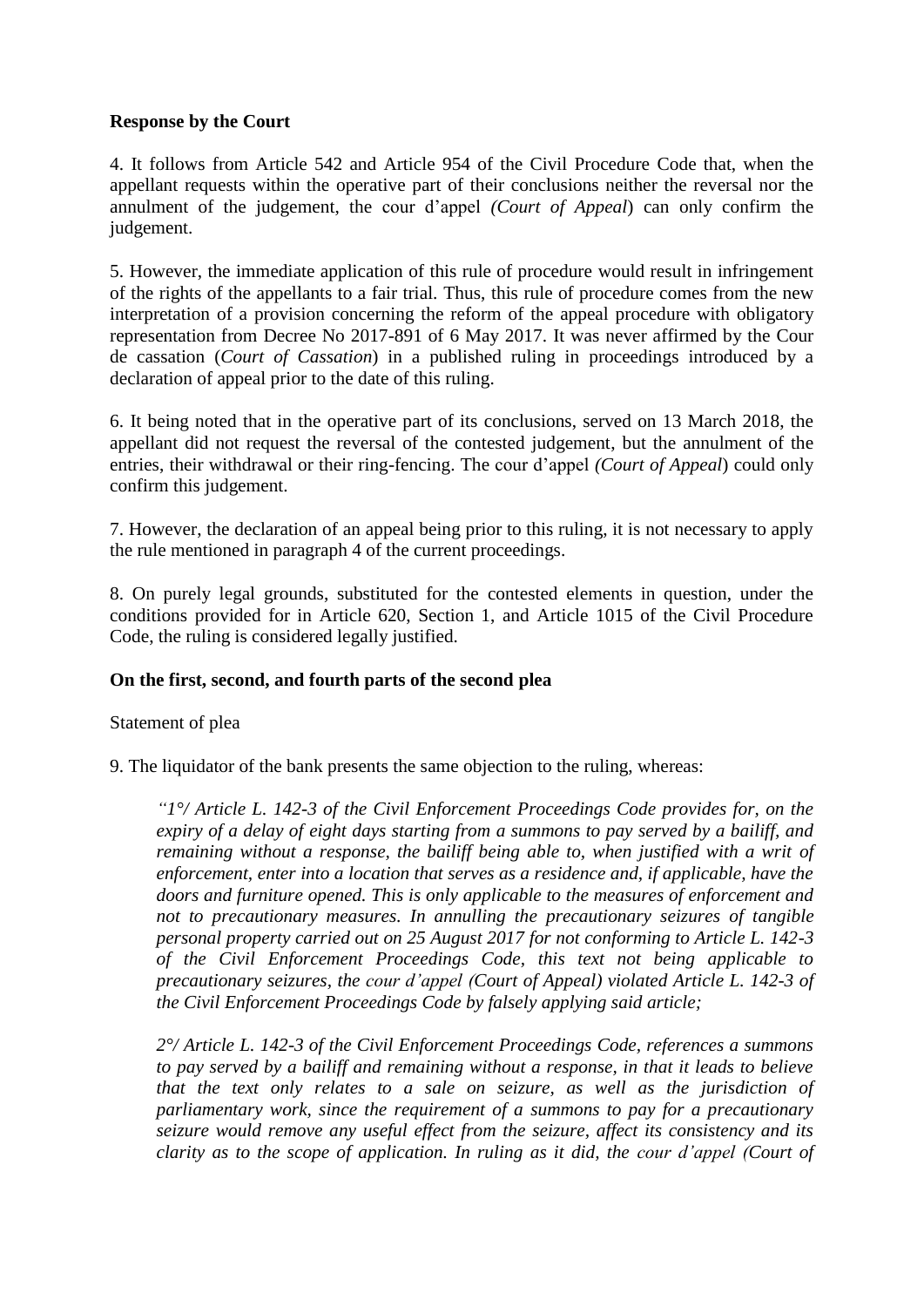**Response by the Court**

4. It follows from Article 542 and Article 954 of the Civil Procedure Code that, when the appellant requests within the operative part of their conclusions neither the reversal nor the annulment of the judgement, the cour d'appel *(Court of Appeal*) can only confirm the judgement.

5. However, the immediate application of this rule of procedure would result in infringement of the rights of the appellants to a fair trial. Thus, this rule of procedure comes from the new interpretation of a provision concerning the reform of the appeal procedure with obligatory representation from Decree No 2017-891 of 6 May 2017. It was never affirmed by the Cour de cassation (*Court of Cassation*) in a published ruling in proceedings introduced by a declaration of appeal prior to the date of this ruling.

6. It being noted that in the operative part of its conclusions, served on 13 March 2018, the appellant did not request the reversal of the contested judgement, but the annulment of the entries, their withdrawal or their ring-fencing. The cour d'appel *(Court of Appeal*) could only confirm this judgement.

7. However, the declaration of an appeal being prior to this ruling, it is not necessary to apply the rule mentioned in paragraph 4 of the current proceedings.

8. On purely legal grounds, substituted for the contested elements in question, under the conditions provided for in Article 620, Section 1, and Article 1015 of the Civil Procedure Code, the ruling is considered legally justified.

**On the first, second, and fourth parts of the second plea**

Statement of plea

9. The liquidator of the bank presents the same objection to the ruling, whereas:

> *"1°/ Article L. 142-3 of the Civil Enforcement Proceedings Code provides for, on the expiry of a delay of eight days starting from a summons to pay served by a bailiff, and remaining without a response, the bailiff being able to, when justified with a writ of enforcement, enter into a location that serves as a residence and, if applicable, have the doors and furniture opened. This is only applicable to the measures of enforcement and not to precautionary measures. In annulling the precautionary seizures of tangible personal property carried out on 25 August 2017 for not conforming to Article L. 142-3 of the Civil Enforcement Proceedings Code, this text not being applicable to precautionary seizures, the cour d'appel (Court of Appeal) violated Article L. 142-3 of the Civil Enforcement Proceedings Code by falsely applying said article;*
>
> *2°/ Article L. 142-3 of the Civil Enforcement Proceedings Code, references a summons to pay served by a bailiff and remaining without a response, in that it leads to believe that the text only relates to a sale on seizure, as well as the jurisdiction of parliamentary work, since the requirement of a summons to pay for a precautionary seizure would remove any useful effect from the seizure, affect its consistency and its clarity as to the scope of application. In ruling as it did, the cour d'appel (Court of*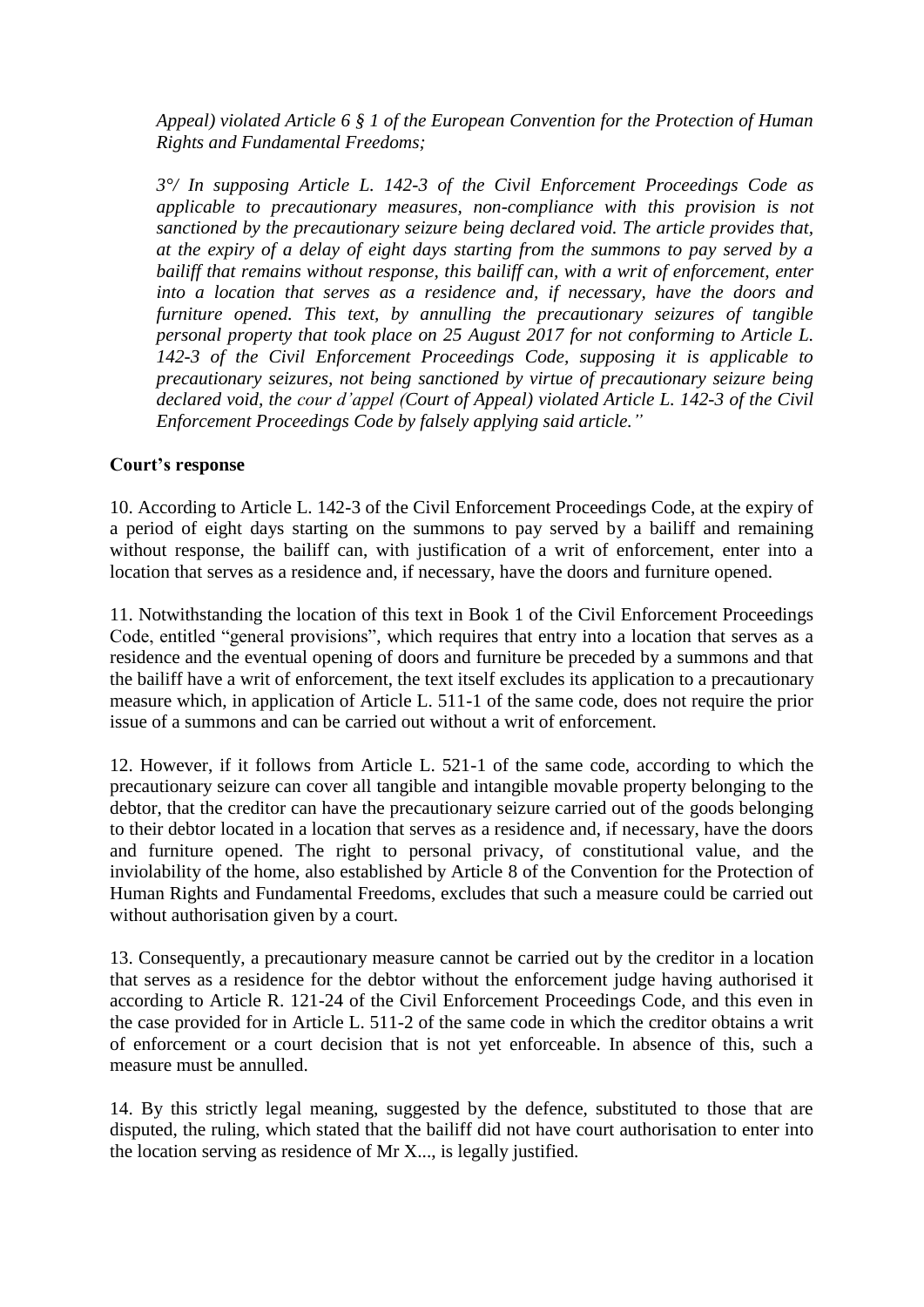*Appeal) violated Article 6 § 1 of the European Convention for the Protection of Human Rights and Fundamental Freedoms;*

*3°/ In supposing Article L. 142-3 of the Civil Enforcement Proceedings Code as applicable to precautionary measures, non-compliance with this provision is not sanctioned by the precautionary seizure being declared void. The article provides that, at the expiry of a delay of eight days starting from the summons to pay served by a bailiff that remains without response, this bailiff can, with a writ of enforcement, enter into a location that serves as a residence and, if necessary, have the doors and furniture opened. This text, by annulling the precautionary seizures of tangible personal property that took place on 25 August 2017 for not conforming to Article L. 142-3 of the Civil Enforcement Proceedings Code, supposing it is applicable to precautionary seizures, not being sanctioned by virtue of precautionary seizure being declared void, the cour d'appel (Court of Appeal) violated Article L. 142-3 of the Civil Enforcement Proceedings Code by falsely applying said article."*

**Court's response**

10. According to Article L. 142-3 of the Civil Enforcement Proceedings Code, at the expiry of a period of eight days starting on the summons to pay served by a bailiff and remaining without response, the bailiff can, with justification of a writ of enforcement, enter into a location that serves as a residence and, if necessary, have the doors and furniture opened.

11. Notwithstanding the location of this text in Book 1 of the Civil Enforcement Proceedings Code, entitled "general provisions", which requires that entry into a location that serves as a residence and the eventual opening of doors and furniture be preceded by a summons and that the bailiff have a writ of enforcement, the text itself excludes its application to a precautionary measure which, in application of Article L. 511-1 of the same code, does not require the prior issue of a summons and can be carried out without a writ of enforcement.

12. However, if it follows from Article L. 521-1 of the same code, according to which the precautionary seizure can cover all tangible and intangible movable property belonging to the debtor, that the creditor can have the precautionary seizure carried out of the goods belonging to their debtor located in a location that serves as a residence and, if necessary, have the doors and furniture opened. The right to personal privacy, of constitutional value, and the inviolability of the home, also established by Article 8 of the Convention for the Protection of Human Rights and Fundamental Freedoms, excludes that such a measure could be carried out without authorisation given by a court.

13. Consequently, a precautionary measure cannot be carried out by the creditor in a location that serves as a residence for the debtor without the enforcement judge having authorised it according to Article R. 121-24 of the Civil Enforcement Proceedings Code, and this even in the case provided for in Article L. 511-2 of the same code in which the creditor obtains a writ of enforcement or a court decision that is not yet enforceable. In absence of this, such a measure must be annulled.

14. By this strictly legal meaning, suggested by the defence, substituted to those that are disputed, the ruling, which stated that the bailiff did not have court authorisation to enter into the location serving as residence of Mr X..., is legally justified.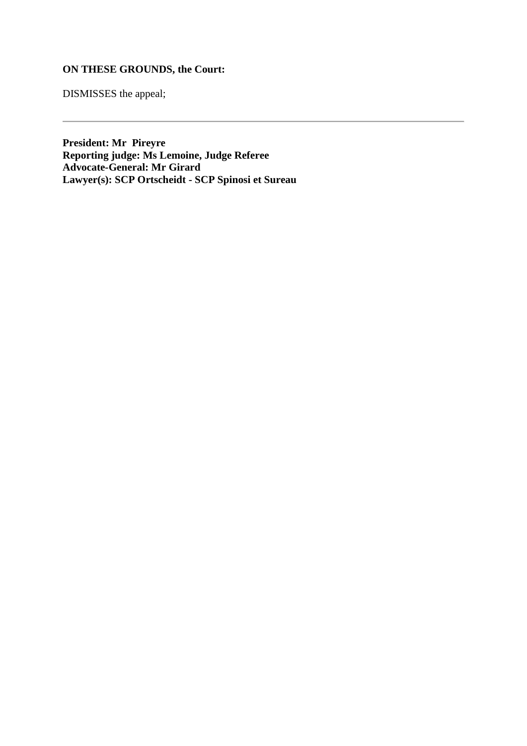**ON THESE GROUNDS, the Court:**

DISMISSES the appeal;

---

**President: Mr  Pireyre**
**Reporting judge: Ms Lemoine, Judge Referee**
**Advocate-General: Mr Girard**
**Lawyer(s): SCP Ortscheidt - SCP Spinosi et Sureau**